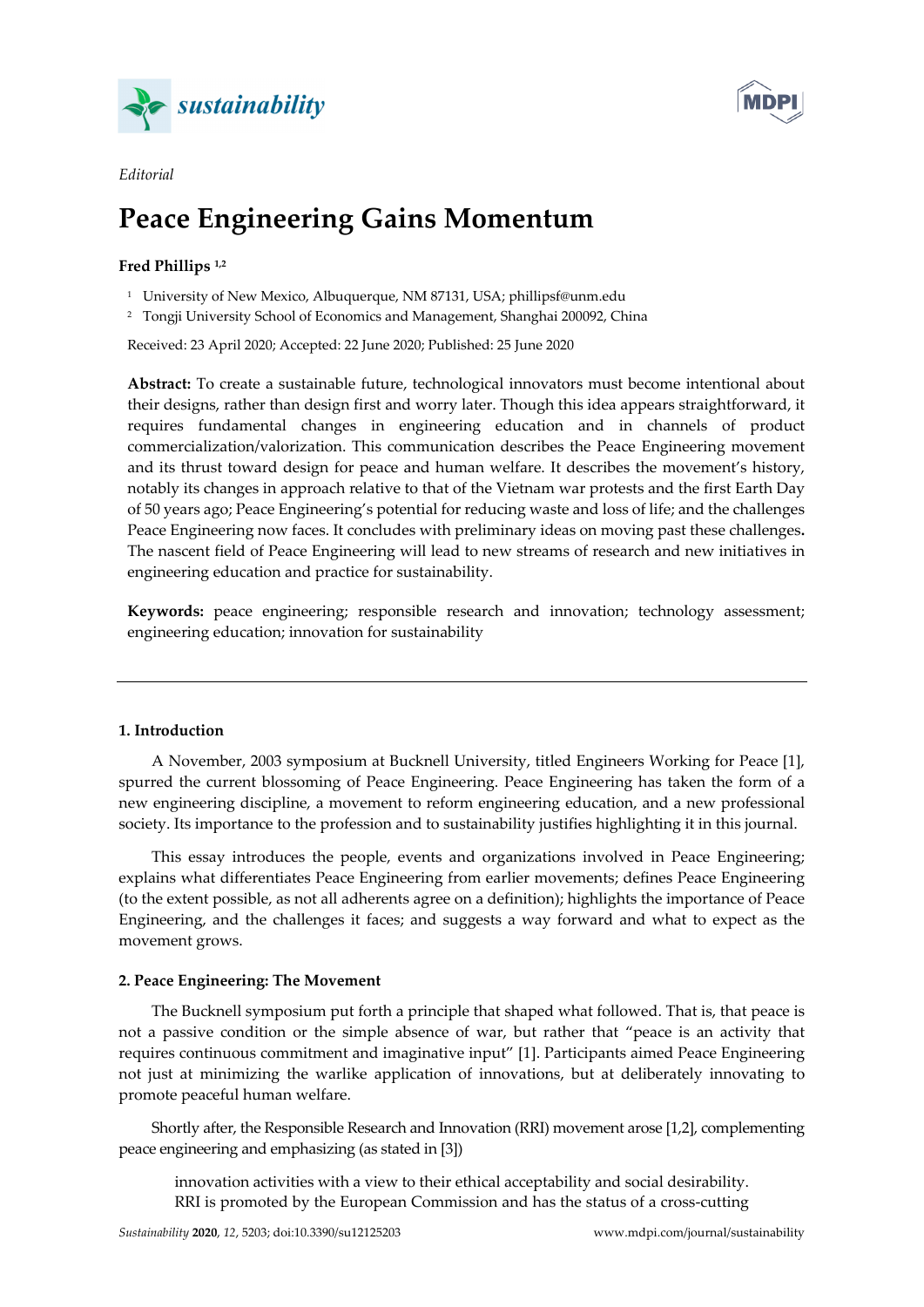*Editorial*

# Peace Engineering Gains Momentum

**Fred Phillips** [1,2]

[1] University of New Mexico, Albuquerque, NM 87131, USA; phillipsf@unm.edu

[2] Tongji University School of Economics and Management, Shanghai 200092, China

Received: 23 April 2020; Accepted: 22 June 2020; Published: 25 June 2020

**Abstract:** To create a sustainable future, technological innovators must become intentional about their designs, rather than design first and worry later. Though this idea appears straightforward, it requires fundamental changes in engineering education and in channels of product commercialization/valorization. This communication describes the Peace Engineering movement and its thrust toward design for peace and human welfare. It describes the movement's history, notably its changes in approach relative to that of the Vietnam war protests and the first Earth Day of 50 years ago; Peace Engineering's potential for reducing waste and loss of life; and the challenges Peace Engineering now faces. It concludes with preliminary ideas on moving past these challenges. The nascent field of Peace Engineering will lead to new streams of research and new initiatives in engineering education and practice for sustainability.

**Keywords:** peace engineering; responsible research and innovation; technology assessment; engineering education; innovation for sustainability

---

## 1. Introduction

A November, 2003 symposium at Bucknell University, titled Engineers Working for Peace [1], spurred the current blossoming of Peace Engineering. Peace Engineering has taken the form of a new engineering discipline, a movement to reform engineering education, and a new professional society. Its importance to the profession and to sustainability justifies highlighting it in this journal.

This essay introduces the people, events and organizations involved in Peace Engineering; explains what differentiates Peace Engineering from earlier movements; defines Peace Engineering (to the extent possible, as not all adherents agree on a definition); highlights the importance of Peace Engineering, and the challenges it faces; and suggests a way forward and what to expect as the movement grows.

## 2. Peace Engineering: The Movement

The Bucknell symposium put forth a principle that shaped what followed. That is, that peace is not a passive condition or the simple absence of war, but rather that "peace is an activity that requires continuous commitment and imaginative input" [1]. Participants aimed Peace Engineering not just at minimizing the warlike application of innovations, but at deliberately innovating to promote peaceful human welfare.

Shortly after, the Responsible Research and Innovation (RRI) movement arose [1,2], complementing peace engineering and emphasizing (as stated in [3])

> innovation activities with a view to their ethical acceptability and social desirability. RRI is promoted by the European Commission and has the status of a cross-cutting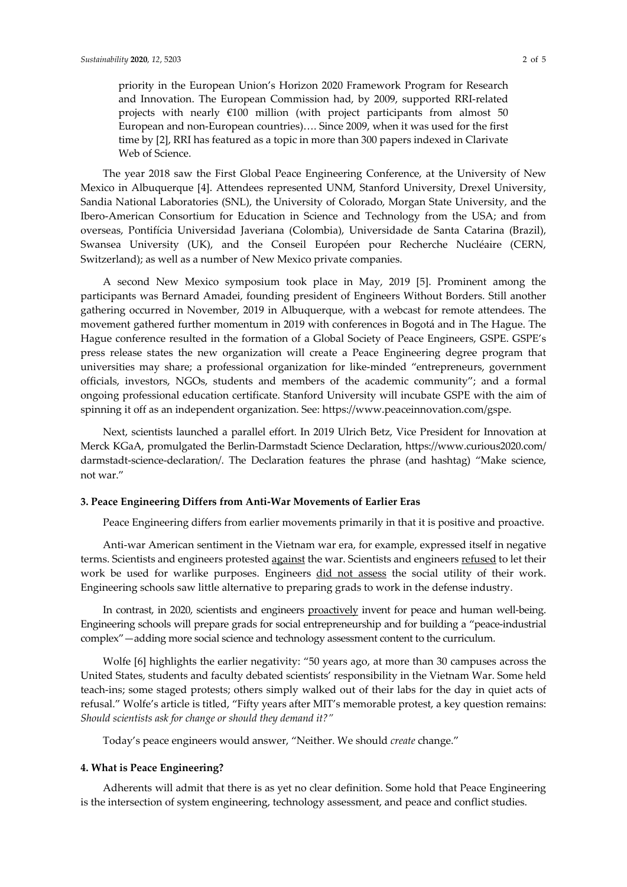> priority in the European Union's Horizon 2020 Framework Program for Research and Innovation. The European Commission had, by 2009, supported RRI-related projects with nearly €100 million (with project participants from almost 50 European and non-European countries)…. Since 2009, when it was used for the first time by [2], RRI has featured as a topic in more than 300 papers indexed in Clarivate Web of Science.

The year 2018 saw the First Global Peace Engineering Conference, at the University of New Mexico in Albuquerque [4]. Attendees represented UNM, Stanford University, Drexel University, Sandia National Laboratories (SNL), the University of Colorado, Morgan State University, and the Ibero-American Consortium for Education in Science and Technology from the USA; and from overseas, Pontifícia Universidad Javeriana (Colombia), Universidade de Santa Catarina (Brazil), Swansea University (UK), and the Conseil Européen pour Recherche Nucléaire (CERN, Switzerland); as well as a number of New Mexico private companies.

A second New Mexico symposium took place in May, 2019 [5]. Prominent among the participants was Bernard Amadei, founding president of Engineers Without Borders. Still another gathering occurred in November, 2019 in Albuquerque, with a webcast for remote attendees. The movement gathered further momentum in 2019 with conferences in Bogotá and in The Hague. The Hague conference resulted in the formation of a Global Society of Peace Engineers, GSPE. GSPE's press release states the new organization will create a Peace Engineering degree program that universities may share; a professional organization for like-minded "entrepreneurs, government officials, investors, NGOs, students and members of the academic community"; and a formal ongoing professional education certificate. Stanford University will incubate GSPE with the aim of spinning it off as an independent organization. See: https://www.peaceinnovation.com/gspe.

Next, scientists launched a parallel effort. In 2019 Ulrich Betz, Vice President for Innovation at Merck KGaA, promulgated the Berlin-Darmstadt Science Declaration, https://www.curious2020.com/darmstadt-science-declaration/. The Declaration features the phrase (and hashtag) "Make science, not war."

## 3. Peace Engineering Differs from Anti-War Movements of Earlier Eras

Peace Engineering differs from earlier movements primarily in that it is positive and proactive.

Anti-war American sentiment in the Vietnam war era, for example, expressed itself in negative terms. Scientists and engineers protested <u>against</u> the war. Scientists and engineers <u>refused</u> to let their work be used for warlike purposes. Engineers <u>did not assess</u> the social utility of their work. Engineering schools saw little alternative to preparing grads to work in the defense industry.

In contrast, in 2020, scientists and engineers <u>proactively</u> invent for peace and human well-being. Engineering schools will prepare grads for social entrepreneurship and for building a "peace-industrial complex"—adding more social science and technology assessment content to the curriculum.

Wolfe [6] highlights the earlier negativity: "50 years ago, at more than 30 campuses across the United States, students and faculty debated scientists' responsibility in the Vietnam War. Some held teach-ins; some staged protests; others simply walked out of their labs for the day in quiet acts of refusal." Wolfe's article is titled, "Fifty years after MIT's memorable protest, a key question remains: *Should scientists ask for change or should they demand it?"*

Today's peace engineers would answer, "Neither. We should *create* change."

## 4. What is Peace Engineering?

Adherents will admit that there is as yet no clear definition. Some hold that Peace Engineering is the intersection of system engineering, technology assessment, and peace and conflict studies.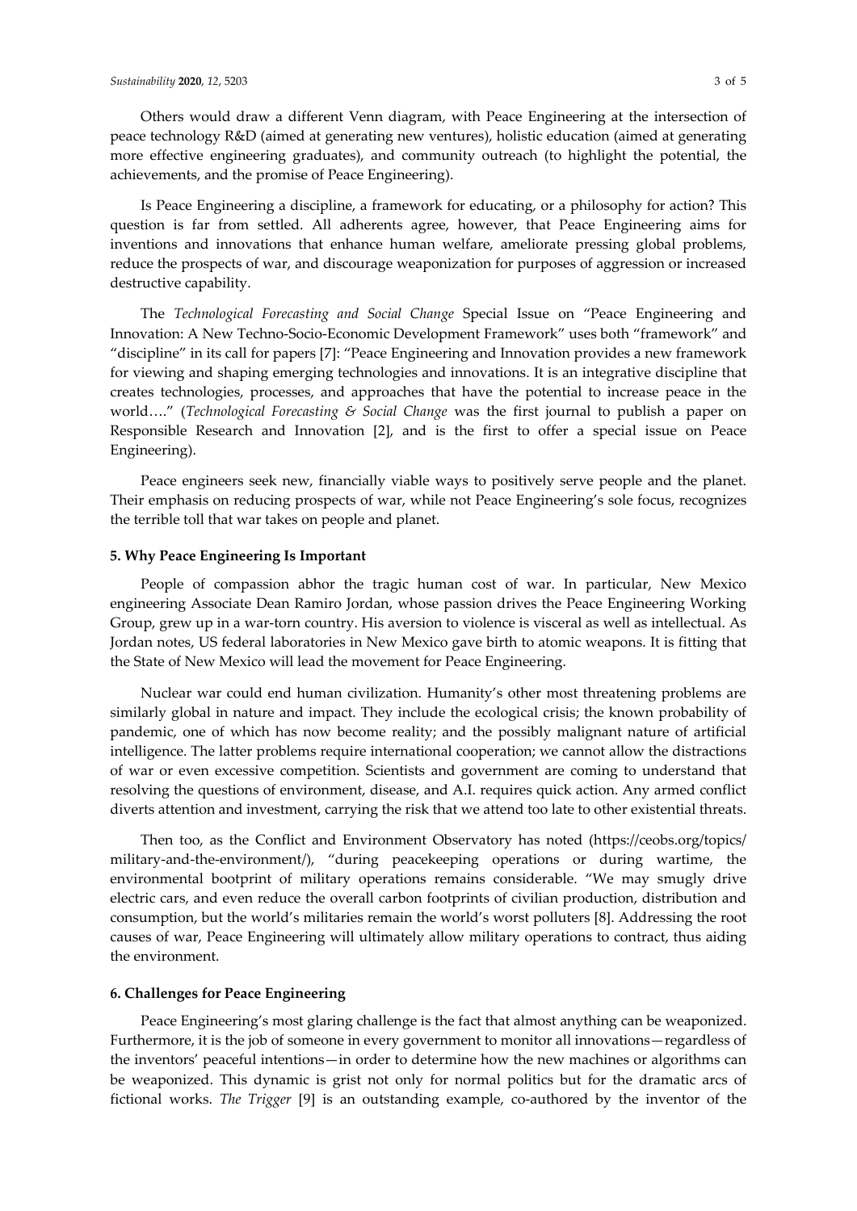Others would draw a different Venn diagram, with Peace Engineering at the intersection of peace technology R&D (aimed at generating new ventures), holistic education (aimed at generating more effective engineering graduates), and community outreach (to highlight the potential, the achievements, and the promise of Peace Engineering).

Is Peace Engineering a discipline, a framework for educating, or a philosophy for action? This question is far from settled. All adherents agree, however, that Peace Engineering aims for inventions and innovations that enhance human welfare, ameliorate pressing global problems, reduce the prospects of war, and discourage weaponization for purposes of aggression or increased destructive capability.

The *Technological Forecasting and Social Change* Special Issue on "Peace Engineering and Innovation: A New Techno-Socio-Economic Development Framework" uses both "framework" and "discipline" in its call for papers [7]: "Peace Engineering and Innovation provides a new framework for viewing and shaping emerging technologies and innovations. It is an integrative discipline that creates technologies, processes, and approaches that have the potential to increase peace in the world…." (*Technological Forecasting & Social Change* was the first journal to publish a paper on Responsible Research and Innovation [2], and is the first to offer a special issue on Peace Engineering).

Peace engineers seek new, financially viable ways to positively serve people and the planet. Their emphasis on reducing prospects of war, while not Peace Engineering's sole focus, recognizes the terrible toll that war takes on people and planet.

## 5. Why Peace Engineering Is Important

People of compassion abhor the tragic human cost of war. In particular, New Mexico engineering Associate Dean Ramiro Jordan, whose passion drives the Peace Engineering Working Group, grew up in a war-torn country. His aversion to violence is visceral as well as intellectual. As Jordan notes, US federal laboratories in New Mexico gave birth to atomic weapons. It is fitting that the State of New Mexico will lead the movement for Peace Engineering.

Nuclear war could end human civilization. Humanity's other most threatening problems are similarly global in nature and impact. They include the ecological crisis; the known probability of pandemic, one of which has now become reality; and the possibly malignant nature of artificial intelligence. The latter problems require international cooperation; we cannot allow the distractions of war or even excessive competition. Scientists and government are coming to understand that resolving the questions of environment, disease, and A.I. requires quick action. Any armed conflict diverts attention and investment, carrying the risk that we attend too late to other existential threats.

Then too, as the Conflict and Environment Observatory has noted (https://ceobs.org/topics/military-and-the-environment/), "during peacekeeping operations or during wartime, the environmental bootprint of military operations remains considerable. "We may smugly drive electric cars, and even reduce the overall carbon footprints of civilian production, distribution and consumption, but the world's militaries remain the world's worst polluters [8]. Addressing the root causes of war, Peace Engineering will ultimately allow military operations to contract, thus aiding the environment.

## 6. Challenges for Peace Engineering

Peace Engineering's most glaring challenge is the fact that almost anything can be weaponized. Furthermore, it is the job of someone in every government to monitor all innovations—regardless of the inventors' peaceful intentions—in order to determine how the new machines or algorithms can be weaponized. This dynamic is grist not only for normal politics but for the dramatic arcs of fictional works. *The Trigger* [9] is an outstanding example, co-authored by the inventor of the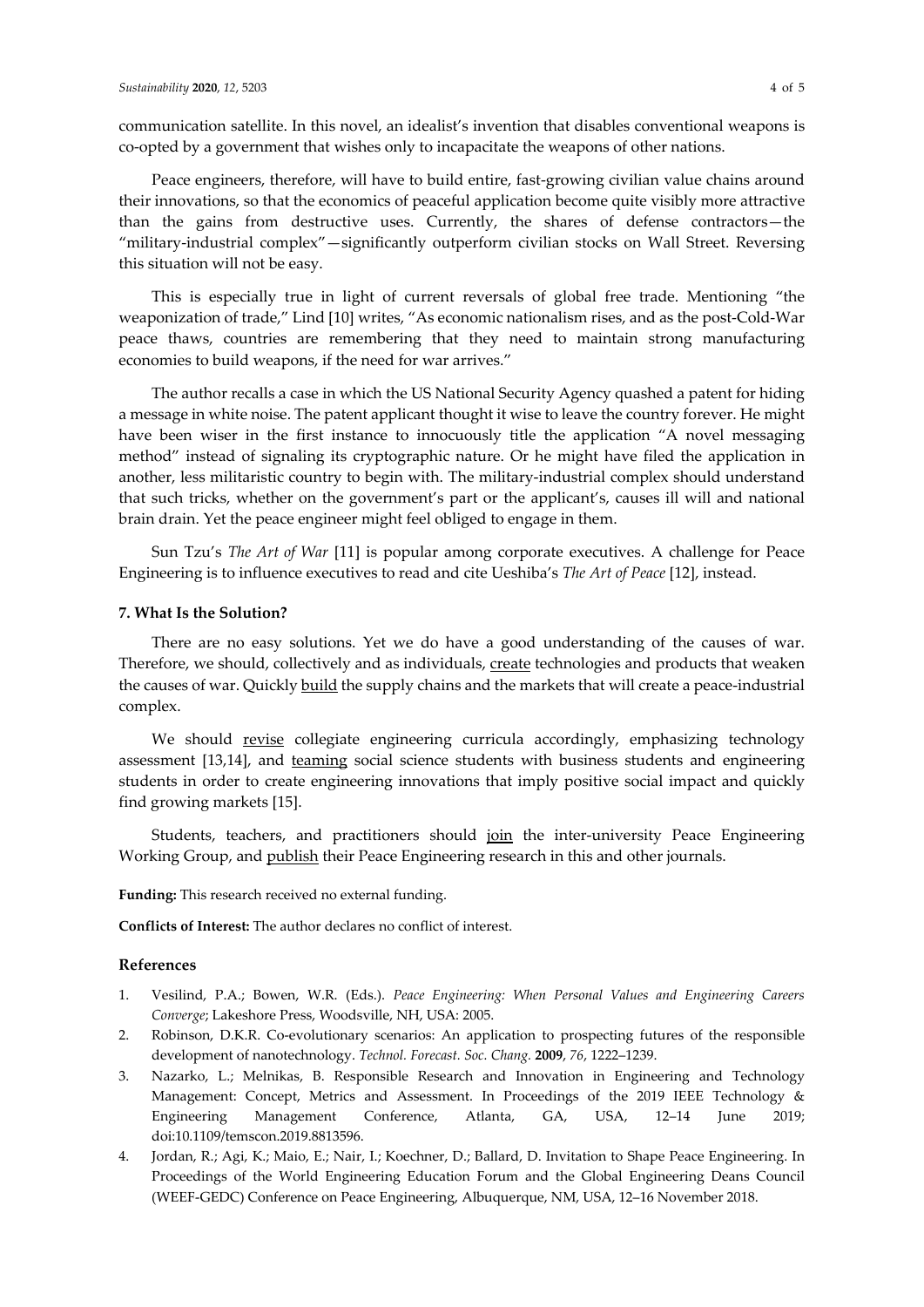communication satellite. In this novel, an idealist's invention that disables conventional weapons is co-opted by a government that wishes only to incapacitate the weapons of other nations.

Peace engineers, therefore, will have to build entire, fast-growing civilian value chains around their innovations, so that the economics of peaceful application become quite visibly more attractive than the gains from destructive uses. Currently, the shares of defense contractors—the "military-industrial complex"—significantly outperform civilian stocks on Wall Street. Reversing this situation will not be easy.

This is especially true in light of current reversals of global free trade. Mentioning "the weaponization of trade," Lind [10] writes, "As economic nationalism rises, and as the post-Cold-War peace thaws, countries are remembering that they need to maintain strong manufacturing economies to build weapons, if the need for war arrives."

The author recalls a case in which the US National Security Agency quashed a patent for hiding a message in white noise. The patent applicant thought it wise to leave the country forever. He might have been wiser in the first instance to innocuously title the application "A novel messaging method" instead of signaling its cryptographic nature. Or he might have filed the application in another, less militaristic country to begin with. The military-industrial complex should understand that such tricks, whether on the government's part or the applicant's, causes ill will and national brain drain. Yet the peace engineer might feel obliged to engage in them.

Sun Tzu's *The Art of War* [11] is popular among corporate executives. A challenge for Peace Engineering is to influence executives to read and cite Ueshiba's *The Art of Peace* [12], instead.

### 7. What Is the Solution?

There are no easy solutions. Yet we do have a good understanding of the causes of war. Therefore, we should, collectively and as individuals, <u>create</u> technologies and products that weaken the causes of war. Quickly <u>build</u> the supply chains and the markets that will create a peace-industrial complex.

We should <u>revise</u> collegiate engineering curricula accordingly, emphasizing technology assessment [13,14], and <u>teaming</u> social science students with business students and engineering students in order to create engineering innovations that imply positive social impact and quickly find growing markets [15].

Students, teachers, and practitioners should <u>join</u> the inter-university Peace Engineering Working Group, and <u>publish</u> their Peace Engineering research in this and other journals.

**Funding:** This research received no external funding.

**Conflicts of Interest:** The author declares no conflict of interest.

## References

1. Vesilind, P.A.; Bowen, W.R. (Eds.). *Peace Engineering: When Personal Values and Engineering Careers Converge*; Lakeshore Press, Woodsville, NH, USA: 2005.
2. Robinson, D.K.R. Co-evolutionary scenarios: An application to prospecting futures of the responsible development of nanotechnology. *Technol. Forecast. Soc. Chang.* **2009**, *76*, 1222–1239.
3. Nazarko, L.; Melnikas, B. Responsible Research and Innovation in Engineering and Technology Management: Concept, Metrics and Assessment. In Proceedings of the 2019 IEEE Technology & Engineering Management Conference, Atlanta, GA, USA, 12–14 June 2019; doi:10.1109/temscon.2019.8813596.
4. Jordan, R.; Agi, K.; Maio, E.; Nair, I.; Koechner, D.; Ballard, D. Invitation to Shape Peace Engineering. In Proceedings of the World Engineering Education Forum and the Global Engineering Deans Council (WEEF-GEDC) Conference on Peace Engineering, Albuquerque, NM, USA, 12–16 November 2018.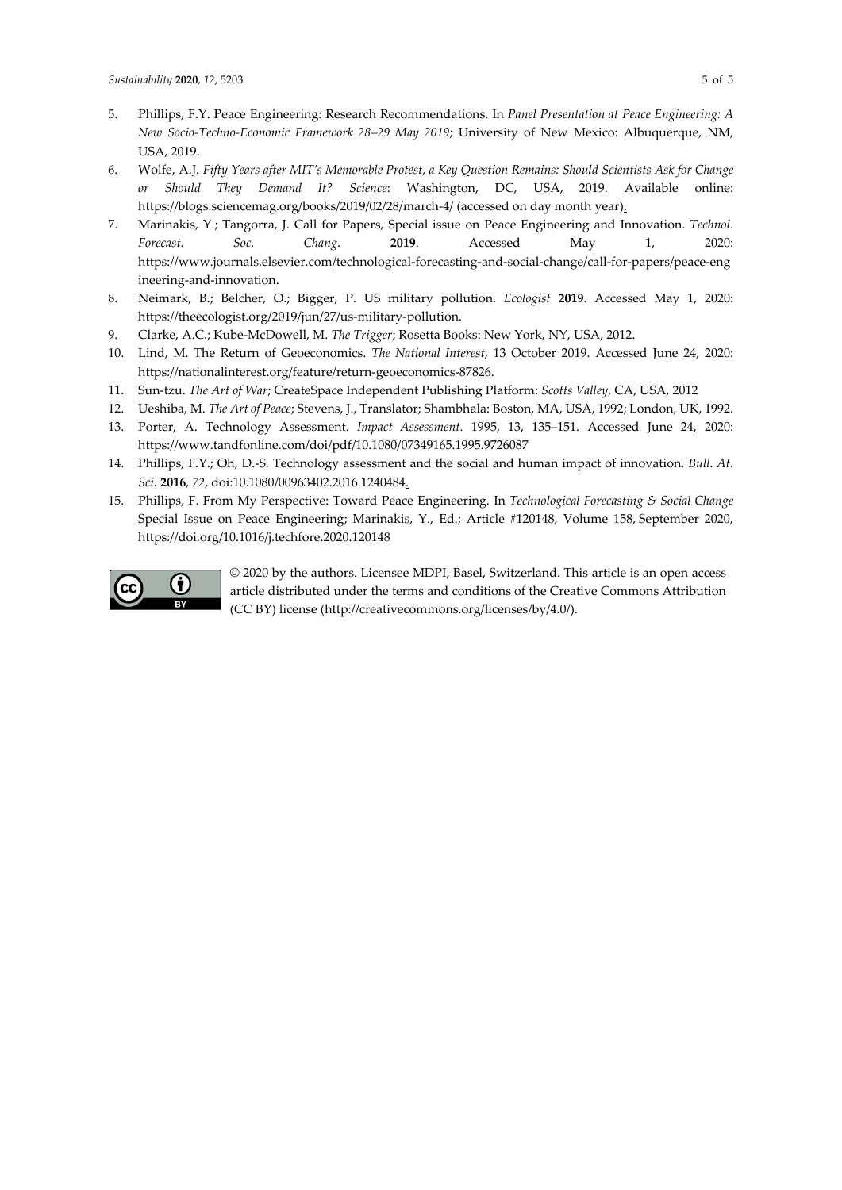5. Phillips, F.Y. Peace Engineering: Research Recommendations. In *Panel Presentation at Peace Engineering: A New Socio-Techno-Economic Framework 28–29 May 2019*; University of New Mexico: Albuquerque, NM, USA, 2019.
6. Wolfe, A.J. *Fifty Years after MIT's Memorable Protest, a Key Question Remains: Should Scientists Ask for Change or Should They Demand It? Science*: Washington, DC, USA, 2019. Available online: https://blogs.sciencemag.org/books/2019/02/28/march-4/ (accessed on day month year).
7. Marinakis, Y.; Tangorra, J. Call for Papers, Special issue on Peace Engineering and Innovation. *Technol. Forecast. Soc. Chang.* **2019**. Accessed May 1, 2020: https://www.journals.elsevier.com/technological-forecasting-and-social-change/call-for-papers/peace-engineering-and-innovation.
8. Neimark, B.; Belcher, O.; Bigger, P. US military pollution. *Ecologist* **2019**. Accessed May 1, 2020: https://theecologist.org/2019/jun/27/us-military-pollution.
9. Clarke, A.C.; Kube-McDowell, M. *The Trigger*; Rosetta Books: New York, NY, USA, 2012.
10. Lind, M. The Return of Geoeconomics. *The National Interest*, 13 October 2019. Accessed June 24, 2020: https://nationalinterest.org/feature/return-geoeconomics-87826.
11. Sun-tzu. *The Art of War*; CreateSpace Independent Publishing Platform: *Scotts Valley*, CA, USA, 2012
12. Ueshiba, M. *The Art of Peace*; Stevens, J., Translator; Shambhala: Boston, MA, USA, 1992; London, UK, 1992.
13. Porter, A. Technology Assessment. *Impact Assessment.* 1995, 13, 135–151. Accessed June 24, 2020: https://www.tandfonline.com/doi/pdf/10.1080/07349165.1995.9726087
14. Phillips, F.Y.; Oh, D.-S. Technology assessment and the social and human impact of innovation. *Bull. At. Sci.* **2016**, *72*, doi:10.1080/00963402.2016.1240484.
15. Phillips, F. From My Perspective: Toward Peace Engineering. In *Technological Forecasting & Social Change* Special Issue on Peace Engineering; Marinakis, Y., Ed.; Article #120148, Volume 158, September 2020, https://doi.org/10.1016/j.techfore.2020.120148

© 2020 by the authors. Licensee MDPI, Basel, Switzerland. This article is an open access article distributed under the terms and conditions of the Creative Commons Attribution (CC BY) license (http://creativecommons.org/licenses/by/4.0/).